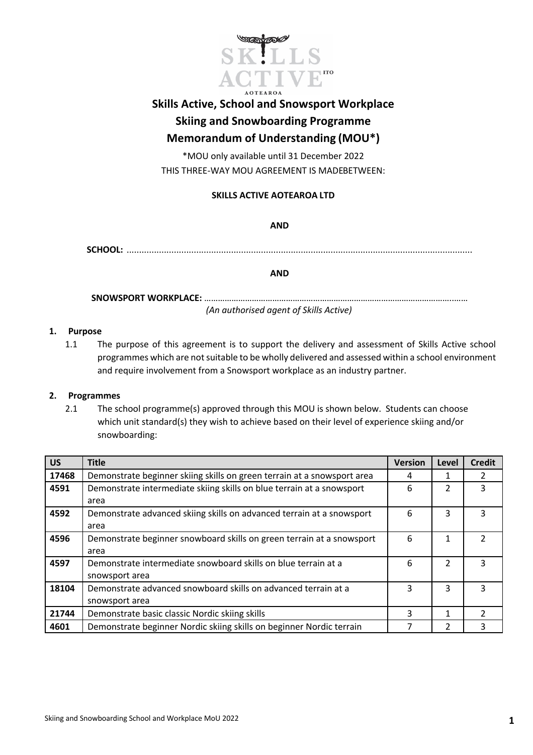# Skills Active, School and Snowsport Workplace
# Skiing and Snowboarding Programme
# Memorandum of Understanding (MOU*)

*MOU only available until 31 December 2022

THIS THREE-WAY MOU AGREEMENT IS MADEBETWEEN:

**SKILLS ACTIVE AOTEAROA LTD**

**AND**

**SCHOOL:** ..........................................................................................................................................

**AND**

**SNOWSPORT WORKPLACE:** ……………………………………………………………………………………………………

*(An authorised agent of Skills Active)*

## 1. Purpose

1.1 The purpose of this agreement is to support the delivery and assessment of Skills Active school programmes which are not suitable to be wholly delivered and assessed within a school environment and require involvement from a Snowsport workplace as an industry partner.

## 2. Programmes

2.1 The school programme(s) approved through this MOU is shown below. Students can choose which unit standard(s) they wish to achieve based on their level of experience skiing and/or snowboarding:

| US | Title | Version | Level | Credit |
|---|---|---|---|---|
| **17468** | Demonstrate beginner skiing skills on green terrain at a snowsport area | 4 | 1 | 2 |
| **4591** | Demonstrate intermediate skiing skills on blue terrain at a snowsport area | 6 | 2 | 3 |
| **4592** | Demonstrate advanced skiing skills on advanced terrain at a snowsport area | 6 | 3 | 3 |
| **4596** | Demonstrate beginner snowboard skills on green terrain at a snowsport area | 6 | 1 | 2 |
| **4597** | Demonstrate intermediate snowboard skills on blue terrain at a snowsport area | 6 | 2 | 3 |
| **18104** | Demonstrate advanced snowboard skills on advanced terrain at a snowsport area | 3 | 3 | 3 |
| **21744** | Demonstrate basic classic Nordic skiing skills | 3 | 1 | 2 |
| **4601** | Demonstrate beginner Nordic skiing skills on beginner Nordic terrain | 7 | 2 | 3 |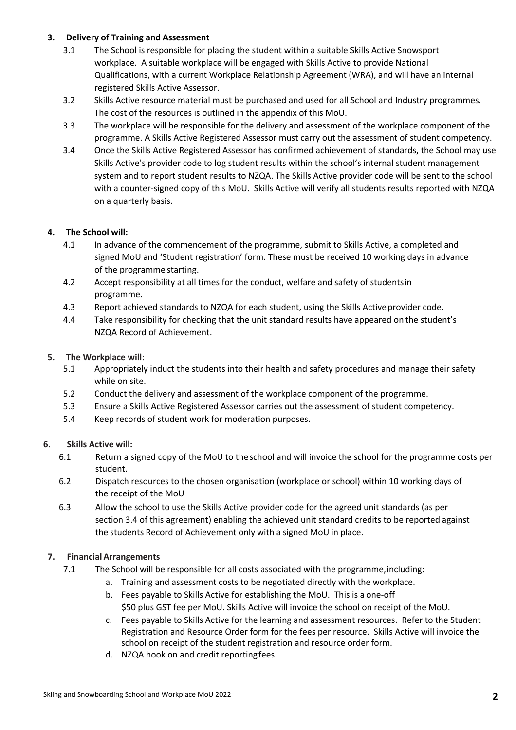## 3. Delivery of Training and Assessment

3.1 The School is responsible for placing the student within a suitable Skills Active Snowsport workplace. A suitable workplace will be engaged with Skills Active to provide National Qualifications, with a current Workplace Relationship Agreement (WRA), and will have an internal registered Skills Active Assessor.

3.2 Skills Active resource material must be purchased and used for all School and Industry programmes. The cost of the resources is outlined in the appendix of this MoU.

3.3 The workplace will be responsible for the delivery and assessment of the workplace component of the programme. A Skills Active Registered Assessor must carry out the assessment of student competency.

3.4 Once the Skills Active Registered Assessor has confirmed achievement of standards, the School may use Skills Active's provider code to log student results within the school's internal student management system and to report student results to NZQA. The Skills Active provider code will be sent to the school with a counter-signed copy of this MoU. Skills Active will verify all students results reported with NZQA on a quarterly basis.

## 4. The School will:

4.1 In advance of the commencement of the programme, submit to Skills Active, a completed and signed MoU and 'Student registration' form. These must be received 10 working days in advance of the programme starting.

4.2 Accept responsibility at all times for the conduct, welfare and safety of students in programme.

4.3 Report achieved standards to NZQA for each student, using the Skills Active provider code.

4.4 Take responsibility for checking that the unit standard results have appeared on the student's NZQA Record of Achievement.

## 5. The Workplace will:

5.1 Appropriately induct the students into their health and safety procedures and manage their safety while on site.

5.2 Conduct the delivery and assessment of the workplace component of the programme.

5.3 Ensure a Skills Active Registered Assessor carries out the assessment of student competency.

5.4 Keep records of student work for moderation purposes.

## 6. Skills Active will:

6.1 Return a signed copy of the MoU to the school and will invoice the school for the programme costs per student.

6.2 Dispatch resources to the chosen organisation (workplace or school) within 10 working days of the receipt of the MoU

6.3 Allow the school to use the Skills Active provider code for the agreed unit standards (as per section 3.4 of this agreement) enabling the achieved unit standard credits to be reported against the students Record of Achievement only with a signed MoU in place.

## 7. Financial Arrangements

7.1 The School will be responsible for all costs associated with the programme, including:

a. Training and assessment costs to be negotiated directly with the workplace.

b. Fees payable to Skills Active for establishing the MoU. This is a one-off $50 plus GST fee per MoU. Skills Active will invoice the school on receipt of the MoU.

c. Fees payable to Skills Active for the learning and assessment resources. Refer to the Student Registration and Resource Order form for the fees per resource. Skills Active will invoice the school on receipt of the student registration and resource order form.

d. NZQA hook on and credit reporting fees.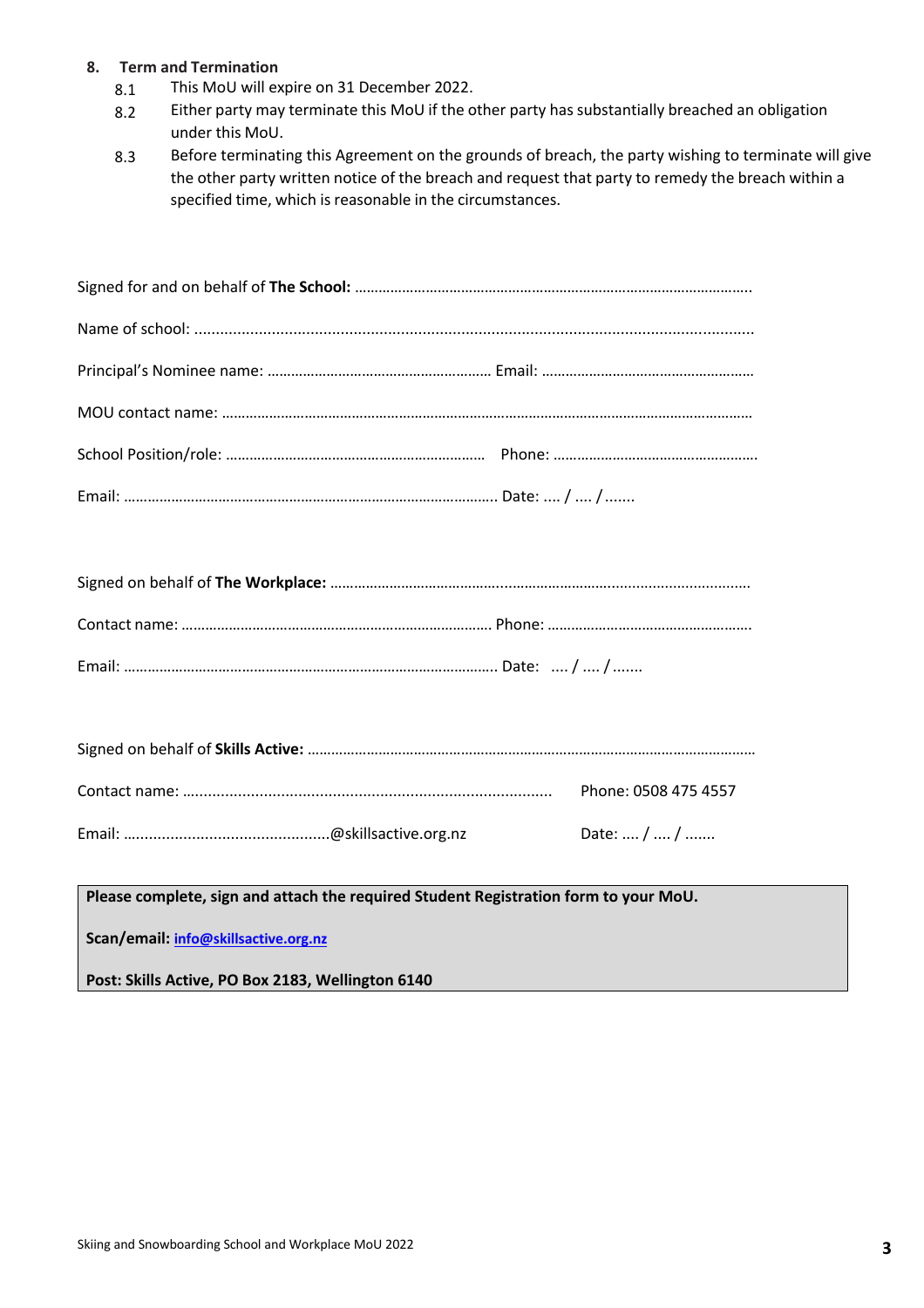**8. Term and Termination**

8.1 This MoU will expire on 31 December 2022.

8.2 Either party may terminate this MoU if the other party has substantially breached an obligation under this MoU.

8.3 Before terminating this Agreement on the grounds of breach, the party wishing to terminate will give the other party written notice of the breach and request that party to remedy the breach within a specified time, which is reasonable in the circumstances.

Signed for and on behalf of **The School:** ……………………………………………………………………………………….

Name of school: ………………………………………………………………………………………………………………

Principal's Nominee name: ………………………………………………… Email: ………………………………………………

MOU contact name: ……………………………………………………………………………………………………………

School Position/role: ………………………………………………………… Phone: ……………………………………………

Email: ……………………………………………………………………………… Date: .... / .... / .......

Signed on behalf of **The Workplace:** ……………………………………………………………………………………

Contact name: …………………………………………………………………… Phone: ……………………………………………

Email: ……………………………………………………………………………… Date: .... / .... / .......

Signed on behalf of **Skills Active:** ……………………………………………………………………………………………

Contact name: …………………………………………………………………… Phone: 0508 475 4557

Email: ………………………………………….@skillsactive.org.nz Date: .... / .... / .......

**Please complete, sign and attach the required Student Registration form to your MoU.**

**Scan/email: info@skillsactive.org.nz**

**Post: Skills Active, PO Box 2183, Wellington 6140**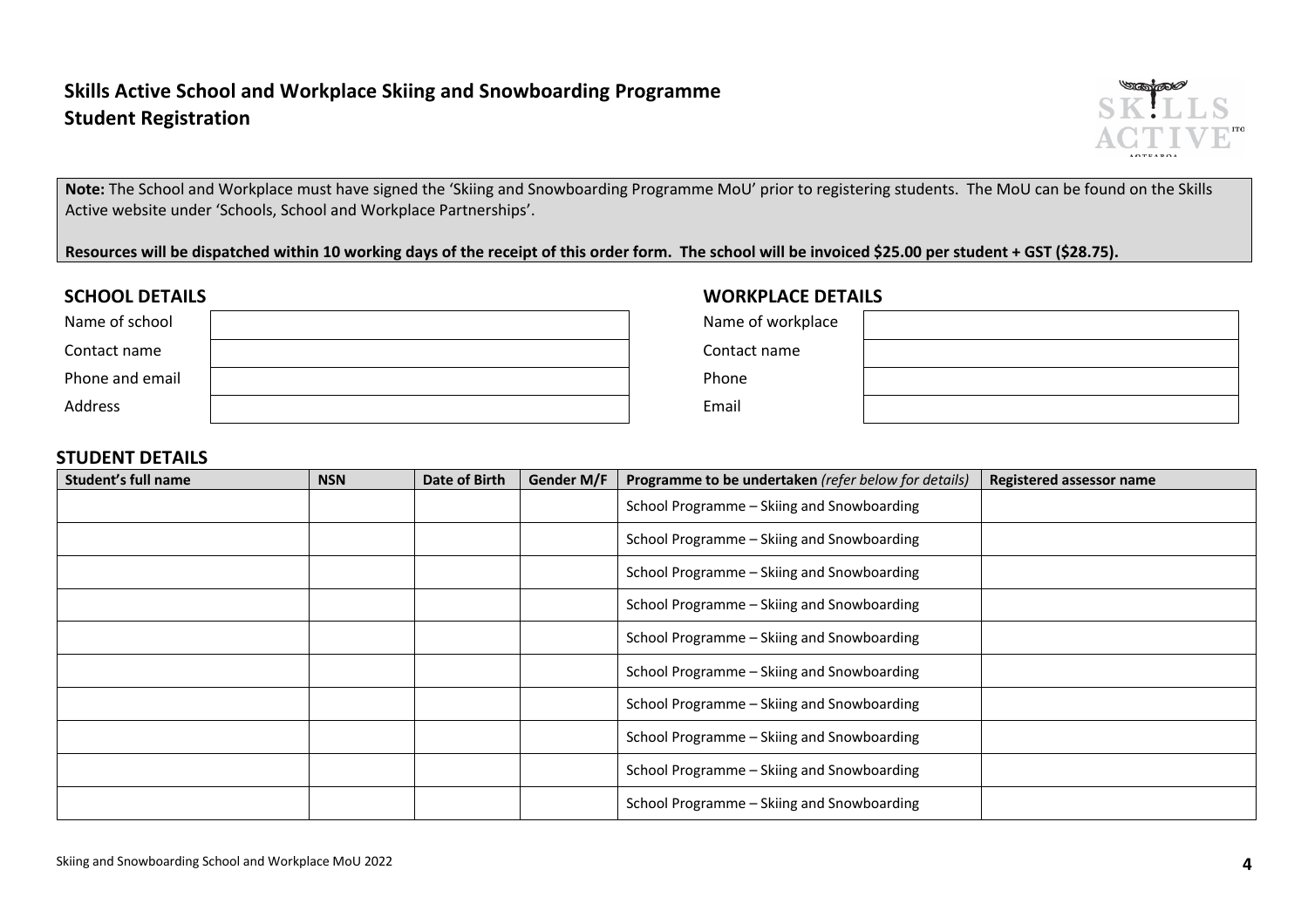# Skills Active School and Workplace Skiing and Snowboarding Programme
# Student Registration

**Note:** The School and Workplace must have signed the 'Skiing and Snowboarding Programme MoU' prior to registering students. The MoU can be found on the Skills Active website under 'Schools, School and Workplace Partnerships'.

**Resources will be dispatched within 10 working days of the receipt of this order form. The school will be invoiced $25.00 per student + GST ($28.75).**

## SCHOOL DETAILS

| | |
|---|---|
| Name of school | |
| Contact name | |
| Phone and email | |
| Address | |

## WORKPLACE DETAILS

| | |
|---|---|
| Name of workplace | |
| Contact name | |
| Phone | |
| Email | |

## STUDENT DETAILS

| Student's full name | NSN | Date of Birth | Gender M/F | Programme to be undertaken *(refer below for details)* | Registered assessor name |
|---|---|---|---|---|---|
| | | | | School Programme – Skiing and Snowboarding | |
| | | | | School Programme – Skiing and Snowboarding | |
| | | | | School Programme – Skiing and Snowboarding | |
| | | | | School Programme – Skiing and Snowboarding | |
| | | | | School Programme – Skiing and Snowboarding | |
| | | | | School Programme – Skiing and Snowboarding | |
| | | | | School Programme – Skiing and Snowboarding | |
| | | | | School Programme – Skiing and Snowboarding | |
| | | | | School Programme – Skiing and Snowboarding | |
| | | | | School Programme – Skiing and Snowboarding | |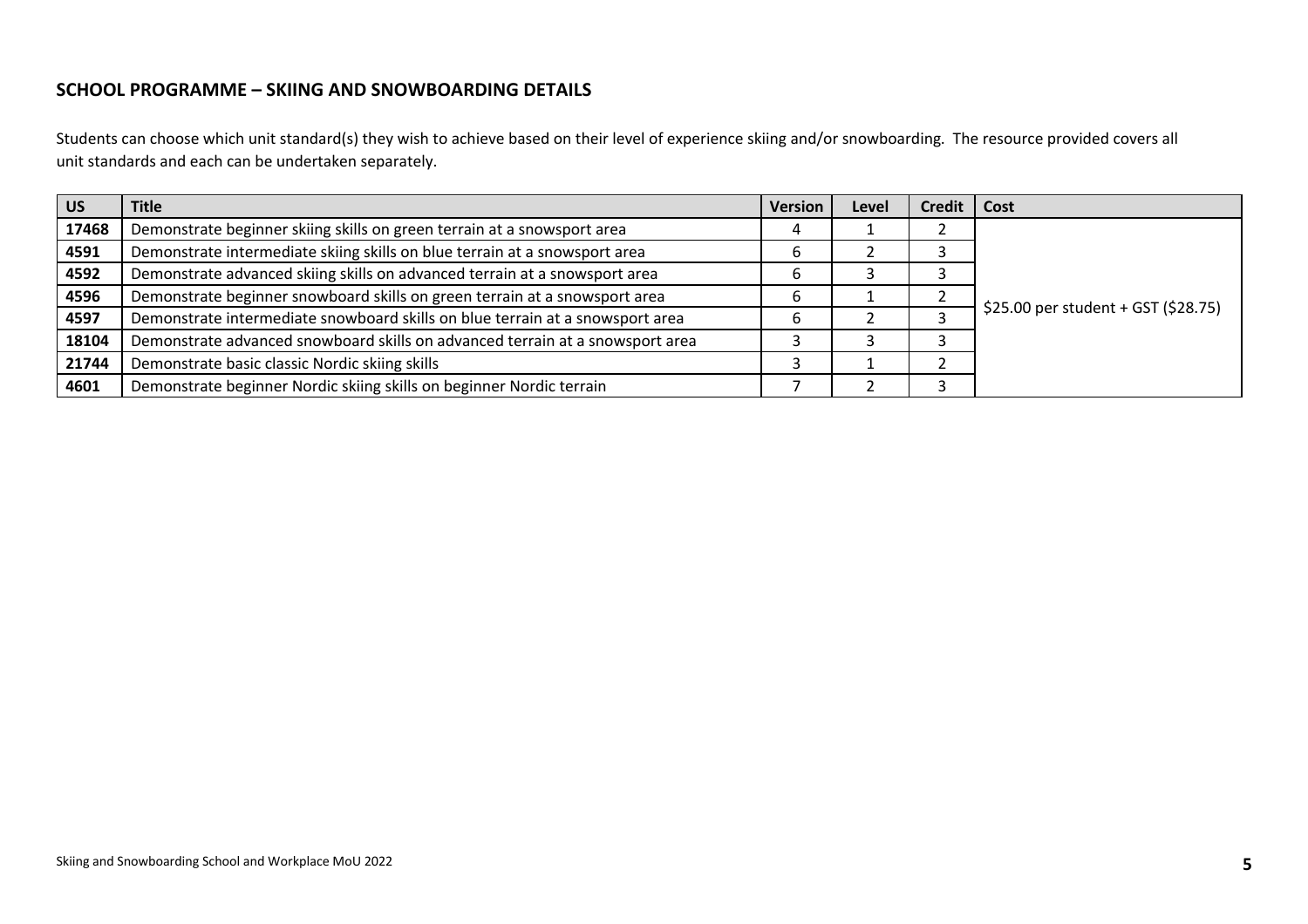## SCHOOL PROGRAMME – SKIING AND SNOWBOARDING DETAILS

Students can choose which unit standard(s) they wish to achieve based on their level of experience skiing and/or snowboarding. The resource provided covers all unit standards and each can be undertaken separately.

| US | Title | Version | Level | Credit | Cost |
|---|---|---|---|---|---|
| **17468** | Demonstrate beginner skiing skills on green terrain at a snowsport area | 4 | 1 | 2 | $25.00 per student + GST ($28.75) |
| **4591** | Demonstrate intermediate skiing skills on blue terrain at a snowsport area | 6 | 2 | 3 | |
| **4592** | Demonstrate advanced skiing skills on advanced terrain at a snowsport area | 6 | 3 | 3 | |
| **4596** | Demonstrate beginner snowboard skills on green terrain at a snowsport area | 6 | 1 | 2 | |
| **4597** | Demonstrate intermediate snowboard skills on blue terrain at a snowsport area | 6 | 2 | 3 | |
| **18104** | Demonstrate advanced snowboard skills on advanced terrain at a snowsport area | 3 | 3 | 3 | |
| **21744** | Demonstrate basic classic Nordic skiing skills | 3 | 1 | 2 | |
| **4601** | Demonstrate beginner Nordic skiing skills on beginner Nordic terrain | 7 | 2 | 3 | |